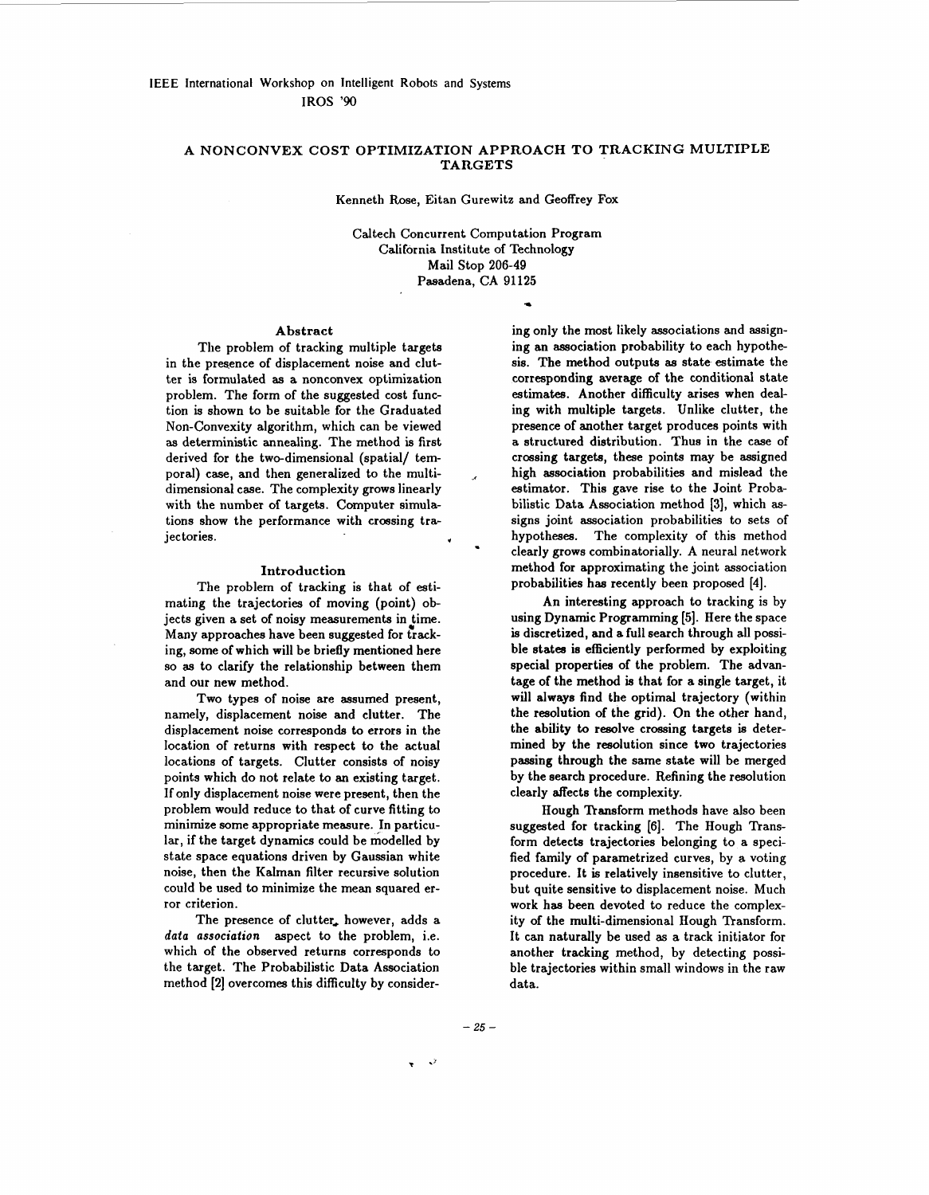IEEE International Workshop on Intelligent Robots and Systems
IROS '90

# A NONCONVEX COST OPTIMIZATION APPROACH TO TRACKING MULTIPLE TARGETS

Kenneth Rose, Eitan Gurewitz and Geoffrey Fox

Caltech Concurrent Computation Program
California Institute of Technology
Mail Stop 206-49
Pasadena, CA 91125

## Abstract

The problem of tracking multiple targets in the presence of displacement noise and clutter is formulated as a nonconvex optimization problem. The form of the suggested cost function is shown to be suitable for the Graduated Non-Convexity algorithm, which can be viewed as deterministic annealing. The method is first derived for the two-dimensional (spatial/ temporal) case, and then generalized to the multidimensional case. The complexity grows linearly with the number of targets. Computer simulations show the performance with crossing trajectories.

## Introduction

The problem of tracking is that of estimating the trajectories of moving (point) objects given a set of noisy measurements in time. Many approaches have been suggested for tracking, some of which will be briefly mentioned here so as to clarify the relationship between them and our new method.

Two types of noise are assumed present, namely, displacement noise and clutter. The displacement noise corresponds to errors in the location of returns with respect to the actual locations of targets. Clutter consists of noisy points which do not relate to an existing target. If only displacement noise were present, then the problem would reduce to that of curve fitting to minimize some appropriate measure. In particular, if the target dynamics could be modelled by state space equations driven by Gaussian white noise, then the Kalman filter recursive solution could be used to minimize the mean squared error criterion.

The presence of clutter, however, adds a *data association* aspect to the problem, i.e. which of the observed returns corresponds to the target. The Probabilistic Data Association method [2] overcomes this difficulty by considering only the most likely associations and assigning an association probability to each hypothesis. The method outputs as state estimate the corresponding average of the conditional state estimates. Another difficulty arises when dealing with multiple targets. Unlike clutter, the presence of another target produces points with a structured distribution. Thus in the case of crossing targets, these points may be assigned high association probabilities and mislead the estimator. This gave rise to the Joint Probabilistic Data Association method [3], which assigns joint association probabilities to sets of hypotheses. The complexity of this method clearly grows combinatorially. A neural network method for approximating the joint association probabilities has recently been proposed [4].

An interesting approach to tracking is by using Dynamic Programming [5]. Here the space is discretized, and a full search through all possible states is efficiently performed by exploiting special properties of the problem. The advantage of the method is that for a single target, it will always find the optimal trajectory (within the resolution of the grid). On the other hand, the ability to resolve crossing targets is determined by the resolution since two trajectories passing through the same state will be merged by the search procedure. Refining the resolution clearly affects the complexity.

Hough Transform methods have also been suggested for tracking [6]. The Hough Transform detects trajectories belonging to a specified family of parametrized curves, by a voting procedure. It is relatively insensitive to clutter, but quite sensitive to displacement noise. Much work has been devoted to reduce the complexity of the multi-dimensional Hough Transform. It can naturally be used as a track initiator for another tracking method, by detecting possible trajectories within small windows in the raw data.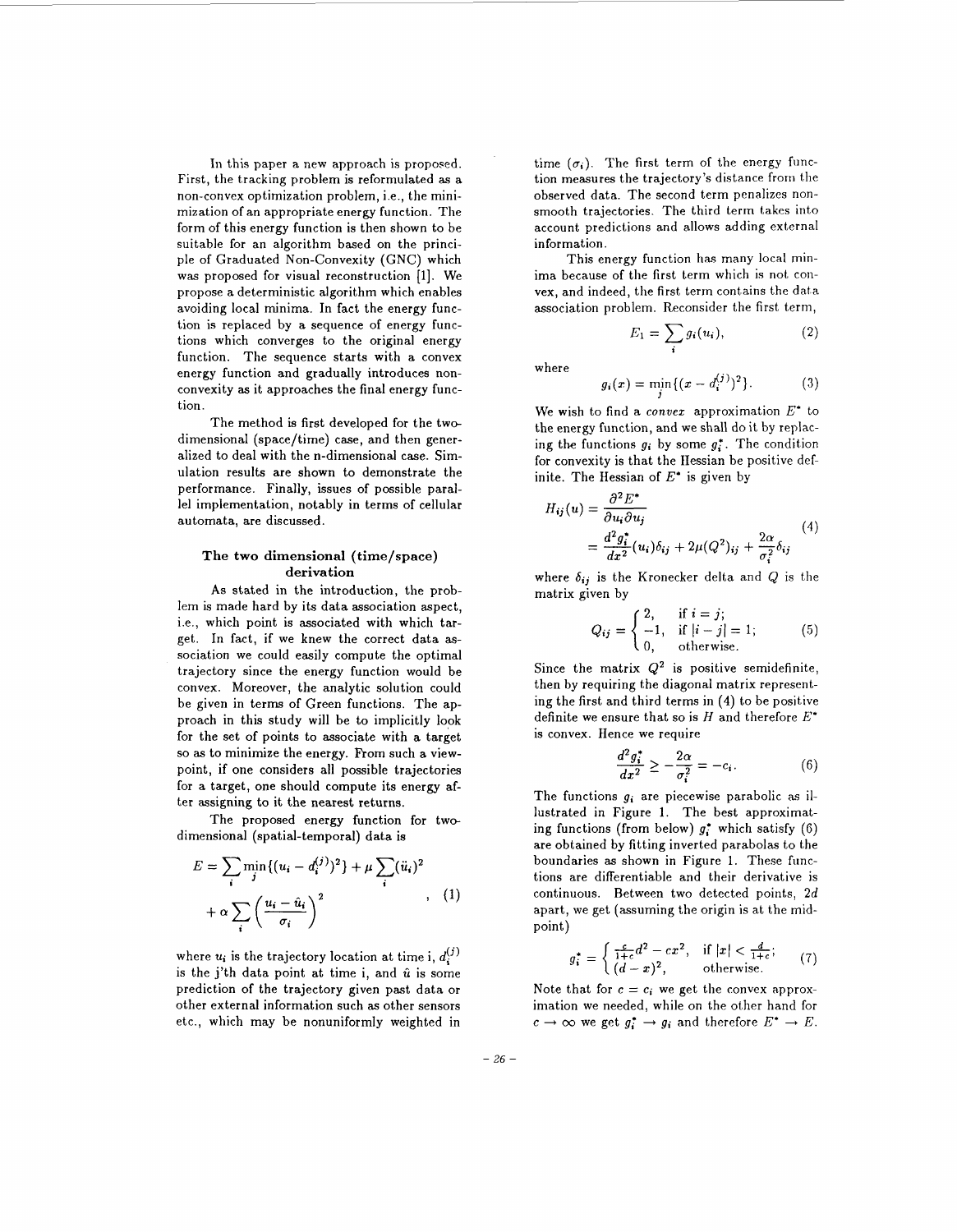In this paper a new approach is proposed. First, the tracking problem is reformulated as a non-convex optimization problem, i.e., the minimization of an appropriate energy function. The form of this energy function is then shown to be suitable for an algorithm based on the principle of Graduated Non-Convexity (GNC) which was proposed for visual reconstruction [1]. We propose a deterministic algorithm which enables avoiding local minima. In fact the energy function is replaced by a sequence of energy functions which converges to the original energy function. The sequence starts with a convex energy function and gradually introduces non-convexity as it approaches the final energy function.

The method is first developed for the two-dimensional (space/time) case, and then generalized to deal with the n-dimensional case. Simulation results are shown to demonstrate the performance. Finally, issues of possible parallel implementation, notably in terms of cellular automata, are discussed.

## The two dimensional (time/space) derivation

As stated in the introduction, the problem is made hard by its data association aspect, i.e., which point is associated with which target. In fact, if we knew the correct data association we could easily compute the optimal trajectory since the energy function would be convex. Moreover, the analytic solution could be given in terms of Green functions. The approach in this study will be to implicitly look for the set of points to associate with a target so as to minimize the energy. From such a viewpoint, if one considers all possible trajectories for a target, one should compute its energy after assigning to it the nearest returns.

The proposed energy function for two-dimensional (spatial-temporal) data is

$$E = \sum_i \min_j \{(u_i - d_i^{(j)})^2\} + \mu \sum_i (\ddot{u}_i)^2 + \alpha \sum_i \left(\frac{u_i - \hat{u}_i}{\sigma_i}\right)^2 \quad , \quad (1)$$

where $u_i$ is the trajectory location at time i, $d_i^{(j)}$ is the j'th data point at time i, and $\hat{u}$ is some prediction of the trajectory given past data or other external information such as other sensors etc., which may be nonuniformly weighted in time ($\sigma_i$). The first term of the energy function measures the trajectory's distance from the observed data. The second term penalizes non-smooth trajectories. The third term takes into account predictions and allows adding external information.

This energy function has many local minima because of the first term which is not convex, and indeed, the first term contains the data association problem. Reconsider the first term,

$$E_1 = \sum_i g_i(u_i), \quad (2)$$

where

$$g_i(x) = \min_j \{(x - d_i^{(j)})^2\}. \quad (3)$$

We wish to find a *convex* approximation $E^*$ to the energy function, and we shall do it by replacing the functions $g_i$ by some $g_i^*$. The condition for convexity is that the Hessian be positive definite. The Hessian of $E^*$ is given by

$$\begin{aligned} H_{ij}(u) &= \frac{\partial^2 E^*}{\partial u_i \partial u_j} \\ &= \frac{d^2 g_i^*}{dx^2}(u_i)\delta_{ij} + 2\mu(Q^2)_{ij} + \frac{2\alpha}{\sigma_i^2}\delta_{ij} \end{aligned} \quad (4)$$

where $\delta_{ij}$ is the Kronecker delta and $Q$ is the matrix given by

$$Q_{ij} = \begin{cases} 2, & \text{if } i = j; \\ -1, & \text{if } |i - j| = 1; \\ 0, & \text{otherwise.} \end{cases} \quad (5)$$

Since the matrix $Q^2$ is positive semidefinite, then by requiring the diagonal matrix representing the first and third terms in (4) to be positive definite we ensure that so is $H$ and therefore $E^*$ is convex. Hence we require

$$\frac{d^2 g_i^*}{dx^2} \geq -\frac{2\alpha}{\sigma_i^2} = -c_i. \quad (6)$$

The functions $g_i$ are piecewise parabolic as illustrated in Figure 1. The best approximating functions (from below) $g_i^*$ which satisfy (6) are obtained by fitting inverted parabolas to the boundaries as shown in Figure 1. These functions are differentiable and their derivative is continuous. Between two detected points, $2d$ apart, we get (assuming the origin is at the midpoint)

$$g_i^* = \begin{cases} \frac{c}{1+c}d^2 - cx^2, & \text{if } |x| < \frac{d}{1+c}; \\ (d - x)^2, & \text{otherwise.} \end{cases} \quad (7)$$

Note that for $c = c_i$ we get the convex approximation we needed, while on the other hand for $c \to \infty$ we get $g_i^* \to g_i$ and therefore $E^* \to E$.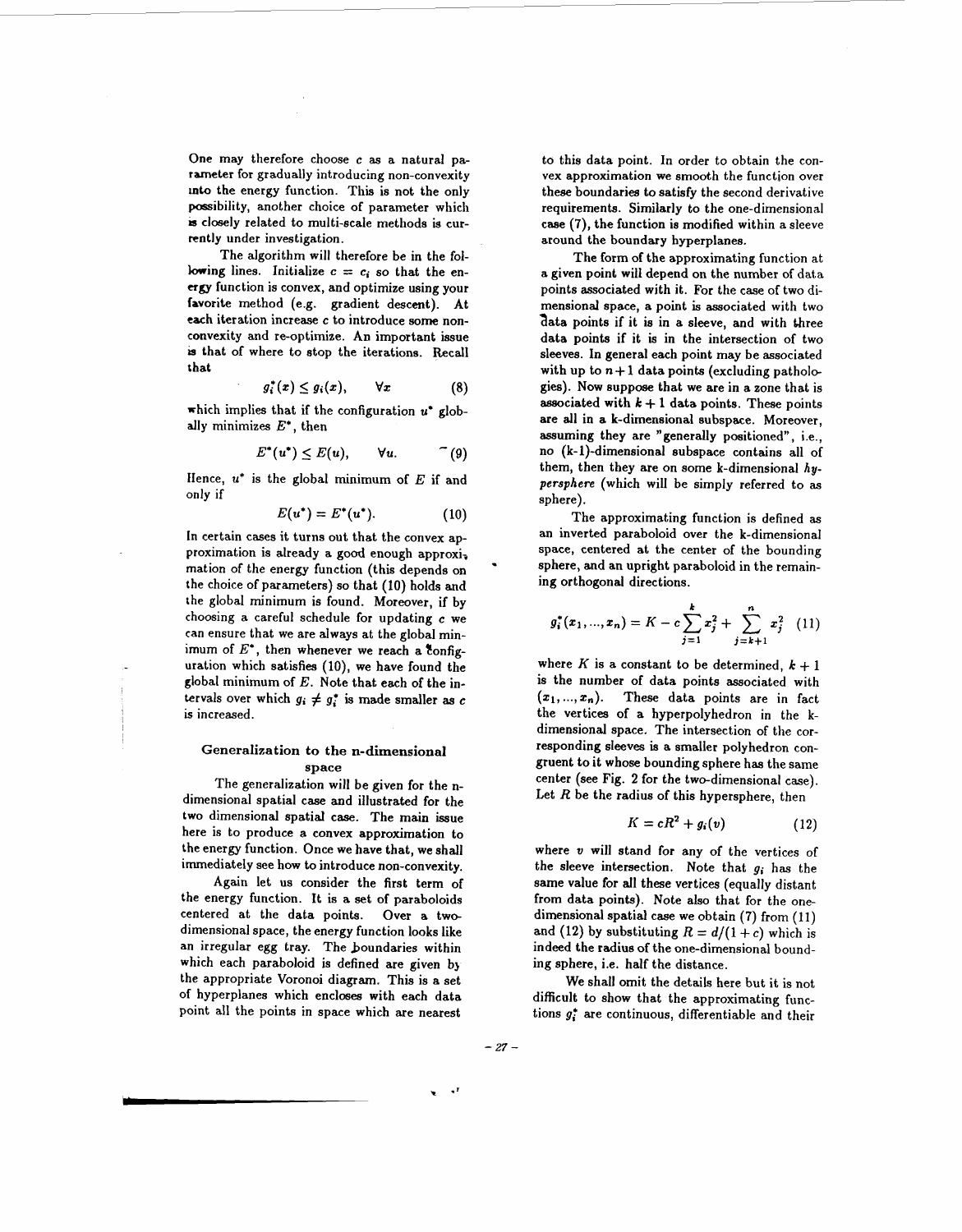One may therefore choose $c$ as a natural parameter for gradually introducing non-convexity into the energy function. This is not the only possibility, another choice of parameter which is closely related to multi-scale methods is currently under investigation.

The algorithm will therefore be in the following lines. Initialize $c = c_i$ so that the energy function is convex, and optimize using your favorite method (e.g. gradient descent). At each iteration increase $c$ to introduce some non-convexity and re-optimize. An important issue is that of where to stop the iterations. Recall that

$$g_i^*(x) \leq g_i(x), \qquad \forall x \tag{8}$$

which implies that if the configuration $u^*$ globally minimizes $E^*$, then

$$E^*(u^*) \leq E(u), \qquad \forall u. \tag{9}$$

Hence, $u^*$ is the global minimum of $E$ if and only if

$$E(u^*) = E^*(u^*). \tag{10}$$

In certain cases it turns out that the convex approximation is already a good enough approximation of the energy function (this depends on the choice of parameters) so that (10) holds and the global minimum is found. Moreover, if by choosing a careful schedule for updating $c$ we can ensure that we are always at the global minimum of $E^*$, then whenever we reach a configuration which satisfies (10), we have found the global minimum of $E$. Note that each of the intervals over which $g_i \neq g_i^*$ is made smaller as $c$ is increased.

## Generalization to the n-dimensional space

The generalization will be given for the n-dimensional spatial case and illustrated for the two dimensional spatial case. The main issue here is to produce a convex approximation to the energy function. Once we have that, we shall immediately see how to introduce non-convexity.

Again let us consider the first term of the energy function. It is a set of paraboloids centered at the data points. Over a two-dimensional space, the energy function looks like an irregular egg tray. The boundaries within which each paraboloid is defined are given by the appropriate Voronoi diagram. This is a set of hyperplanes which encloses with each data point all the points in space which are nearest to this data point. In order to obtain the convex approximation we smooth the function over these boundaries to satisfy the second derivative requirements. Similarly to the one-dimensional case (7), the function is modified within a sleeve around the boundary hyperplanes.

The form of the approximating function at a given point will depend on the number of data points associated with it. For the case of two dimensional space, a point is associated with two data points if it is in a sleeve, and with three data points if it is in the intersection of two sleeves. In general each point may be associated with up to $n+1$ data points (excluding pathologies). Now suppose that we are in a zone that is associated with $k+1$ data points. These points are all in a k-dimensional subspace. Moreover, assuming they are "generally positioned", i.e., no (k-1)-dimensional subspace contains all of them, then they are on some k-dimensional *hypersphere* (which will be simply referred to as sphere).

The approximating function is defined as an inverted paraboloid over the k-dimensional space, centered at the center of the bounding sphere, and an upright paraboloid in the remaining orthogonal directions.

$$g_i^*(x_1, ..., x_n) = K - c\sum_{j=1}^{k} x_j^2 + \sum_{j=k+1}^{n} x_j^2 \tag{11}$$

where $K$ is a constant to be determined, $k+1$ is the number of data points associated with $(x_1, ..., x_n)$. These data points are in fact the vertices of a hyperpolyhedron in the k-dimensional space. The intersection of the corresponding sleeves is a smaller polyhedron congruent to it whose bounding sphere has the same center (see Fig. 2 for the two-dimensional case). Let $R$ be the radius of this hypersphere, then

$$K = cR^2 + g_i(v) \tag{12}$$

where $v$ will stand for any of the vertices of the sleeve intersection. Note that $g_i$ has the same value for all these vertices (equally distant from data points). Note also that for the one-dimensional spatial case we obtain (7) from (11) and (12) by substituting $R = d/(1+c)$ which is indeed the radius of the one-dimensional bounding sphere, i.e. half the distance.

We shall omit the details here but it is not difficult to show that the approximating functions $g_i^*$ are continuous, differentiable and their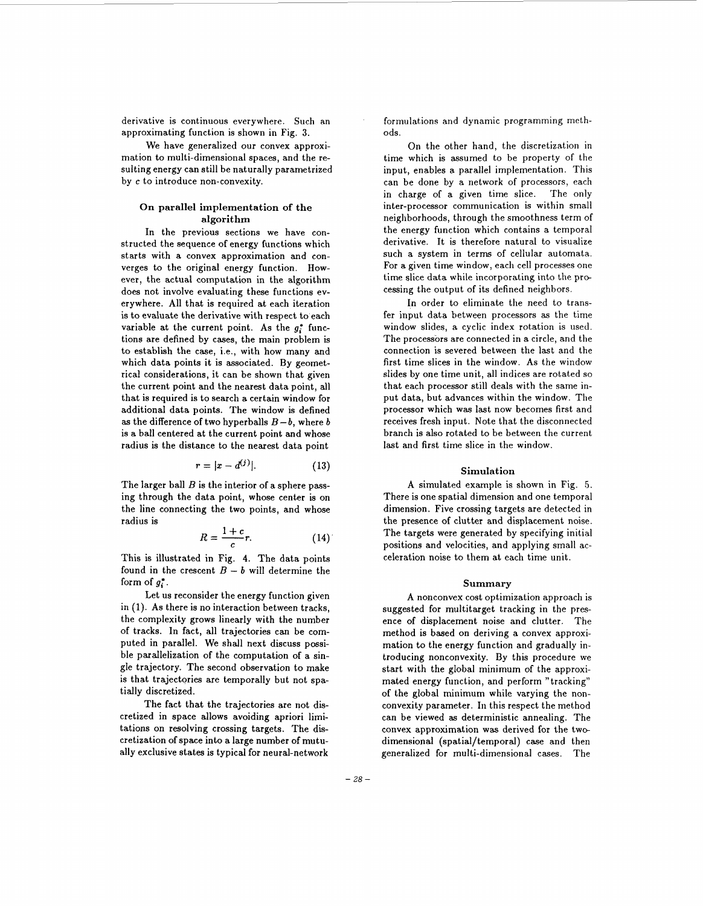derivative is continuous everywhere. Such an approximating function is shown in Fig. 3.

We have generalized our convex approximation to multi-dimensional spaces, and the resulting energy can still be naturally parametrized by $c$ to introduce non-convexity.

### On parallel implementation of the algorithm

In the previous sections we have constructed the sequence of energy functions which starts with a convex approximation and converges to the original energy function. However, the actual computation in the algorithm does not involve evaluating these functions everywhere. All that is required at each iteration is to evaluate the derivative with respect to each variable at the current point. As the $g_i^*$ functions are defined by cases, the main problem is to establish the case, i.e., with how many and which data points it is associated. By geometrical considerations, it can be shown that given the current point and the nearest data point, all that is required is to search a certain window for additional data points. The window is defined as the difference of two hyperballs $B - b$, where $b$ is a ball centered at the current point and whose radius is the distance to the nearest data point

$$r = |x - d^{(j)}|. \tag{13}$$

The larger ball $B$ is the interior of a sphere passing through the data point, whose center is on the line connecting the two points, and whose radius is

$$R = \frac{1+c}{c} r. \tag{14}$$

This is illustrated in Fig. 4. The data points found in the crescent $B - b$ will determine the form of $g_i^*$.

Let us reconsider the energy function given in (1). As there is no interaction between tracks, the complexity grows linearly with the number of tracks. In fact, all trajectories can be computed in parallel. We shall next discuss possible parallelization of the computation of a single trajectory. The second observation to make is that trajectories are temporally but not spatially discretized.

The fact that the trajectories are not discretized in space allows avoiding apriori limitations on resolving crossing targets. The discretization of space into a large number of mutually exclusive states is typical for neural-network formulations and dynamic programming methods.

On the other hand, the discretization in time which is assumed to be property of the input, enables a parallel implementation. This can be done by a network of processors, each in charge of a given time slice. The only inter-processor communication is within small neighborhoods, through the smoothness term of the energy function which contains a temporal derivative. It is therefore natural to visualize such a system in terms of cellular automata. For a given time window, each cell processes one time slice data while incorporating into the processing the output of its defined neighbors.

In order to eliminate the need to transfer input data between processors as the time window slides, a cyclic index rotation is used. The processors are connected in a circle, and the connection is severed between the last and the first time slices in the window. As the window slides by one time unit, all indices are rotated so that each processor still deals with the same input data, but advances within the window. The processor which was last now becomes first and receives fresh input. Note that the disconnected branch is also rotated to be between the current last and first time slice in the window.

### Simulation

A simulated example is shown in Fig. 5. There is one spatial dimension and one temporal dimension. Five crossing targets are detected in the presence of clutter and displacement noise. The targets were generated by specifying initial positions and velocities, and applying small acceleration noise to them at each time unit.

### Summary

A nonconvex cost optimization approach is suggested for multitarget tracking in the presence of displacement noise and clutter. The method is based on deriving a convex approximation to the energy function and gradually introducing nonconvexity. By this procedure we start with the global minimum of the approximated energy function, and perform "tracking" of the global minimum while varying the nonconvexity parameter. In this respect the method can be viewed as deterministic annealing. The convex approximation was derived for the two-dimensional (spatial/temporal) case and then generalized for multi-dimensional cases. The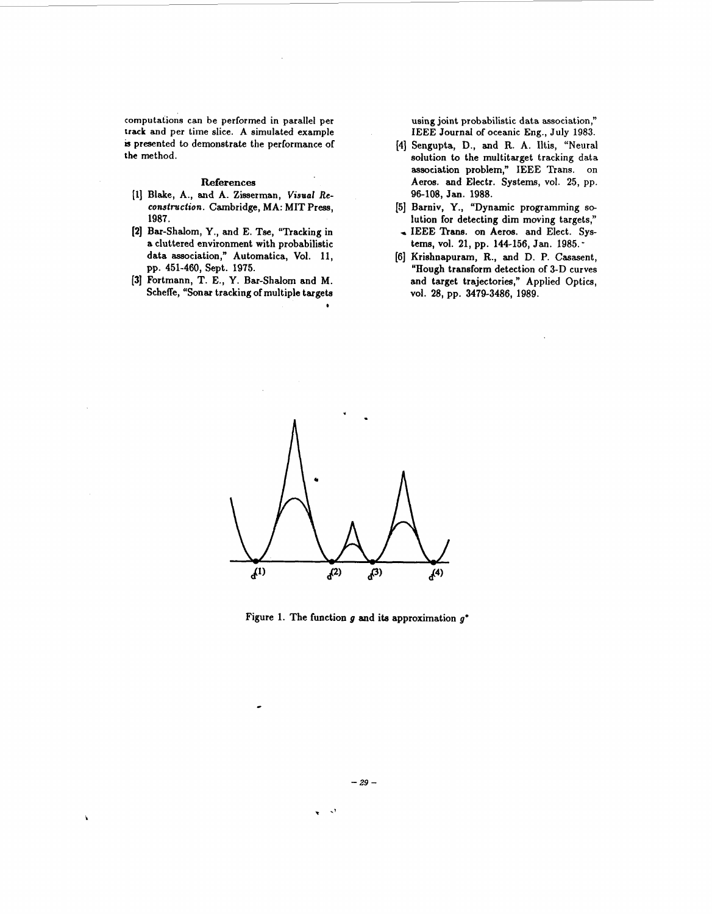computations can be performed in parallel per track and per time slice. A simulated example is presented to demonstrate the performance of the method.

### References

[1] Blake, A., and A. Zisserman, *Visual Reconstruction*. Cambridge, MA: MIT Press, 1987.

[2] Bar-Shalom, Y., and E. Tse, "Tracking in a cluttered environment with probabilistic data association," Automatica, Vol. 11, pp. 451-460, Sept. 1975.

[3] Fortmann, T. E., Y. Bar-Shalom and M. Scheffe, "Sonar tracking of multiple targets using joint probabilistic data association," IEEE Journal of oceanic Eng., July 1983.

[4] Sengupta, D., and R. A. Iltis, "Neural solution to the multitarget tracking data association problem," IEEE Trans. on Aeros. and Electr. Systems, vol. 25, pp. 96-108, Jan. 1988.

[5] Barniv, Y., "Dynamic programming solution for detecting dim moving targets," IEEE Trans. on Aeros. and Elect. Systems, vol. 21, pp. 144-156, Jan. 1985.

[6] Krishnapuram, R., and D. P. Casasent, "Hough transform detection of 3-D curves and target trajectories," Applied Optics, vol. 28, pp. 3479-3486, 1989.

$d^{(1)}$ $d^{(2)}$ $d^{(3)}$ $d^{(4)}$

Figure 1. The function $g$ and its approximation $g^*$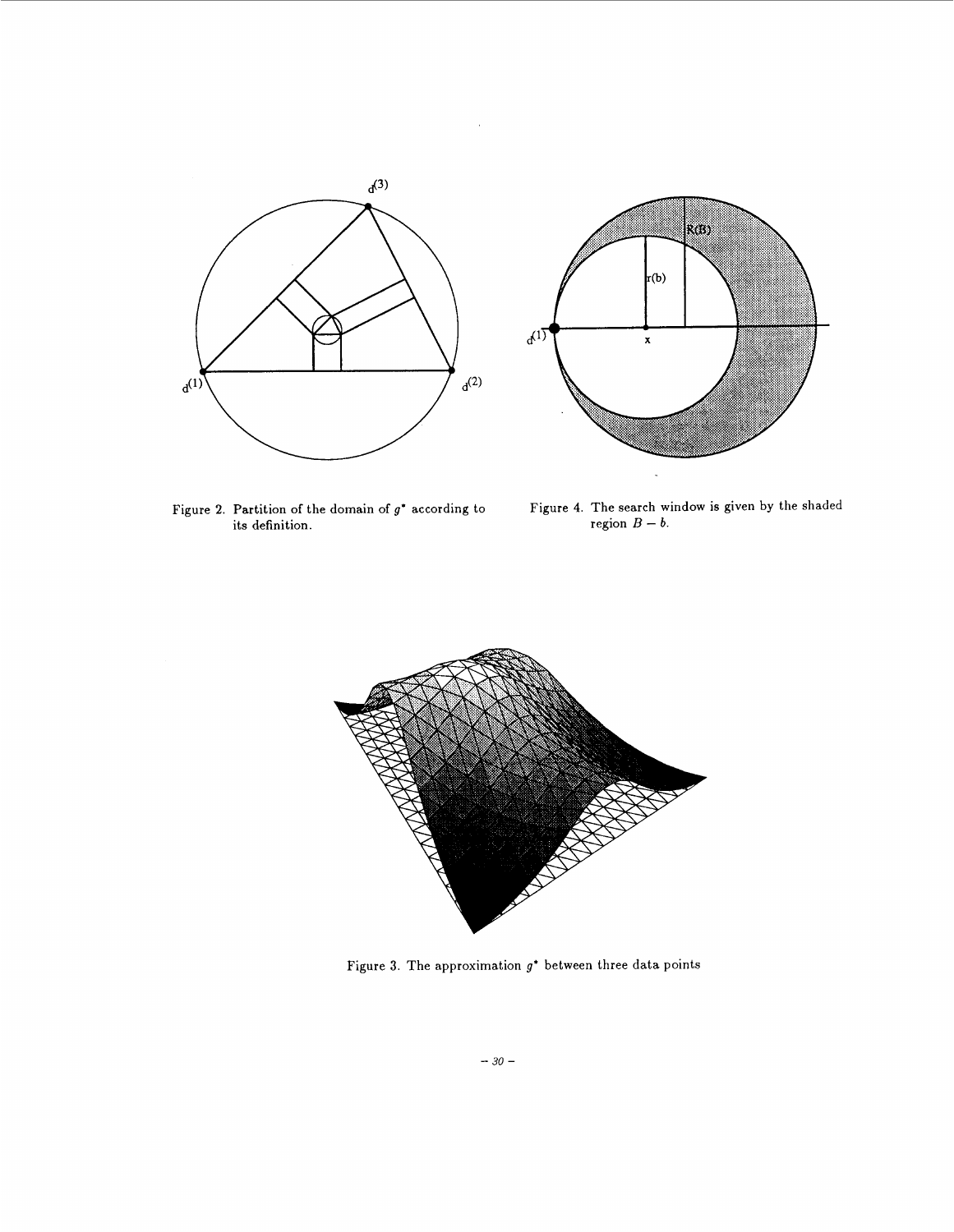Figure 2. Partition of the domain of $g^*$ according to its definition.

Figure 4. The search window is given by the shaded region $B - b$.

Figure 3. The approximation $g^*$ between three data points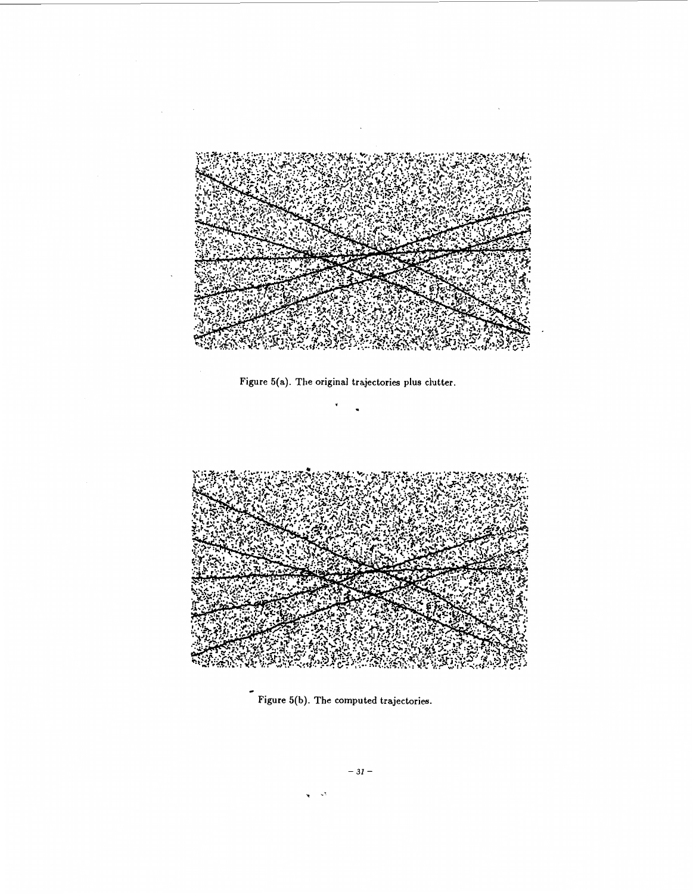Figure 5(a). The original trajectories plus clutter.

Figure 5(b). The computed trajectories.